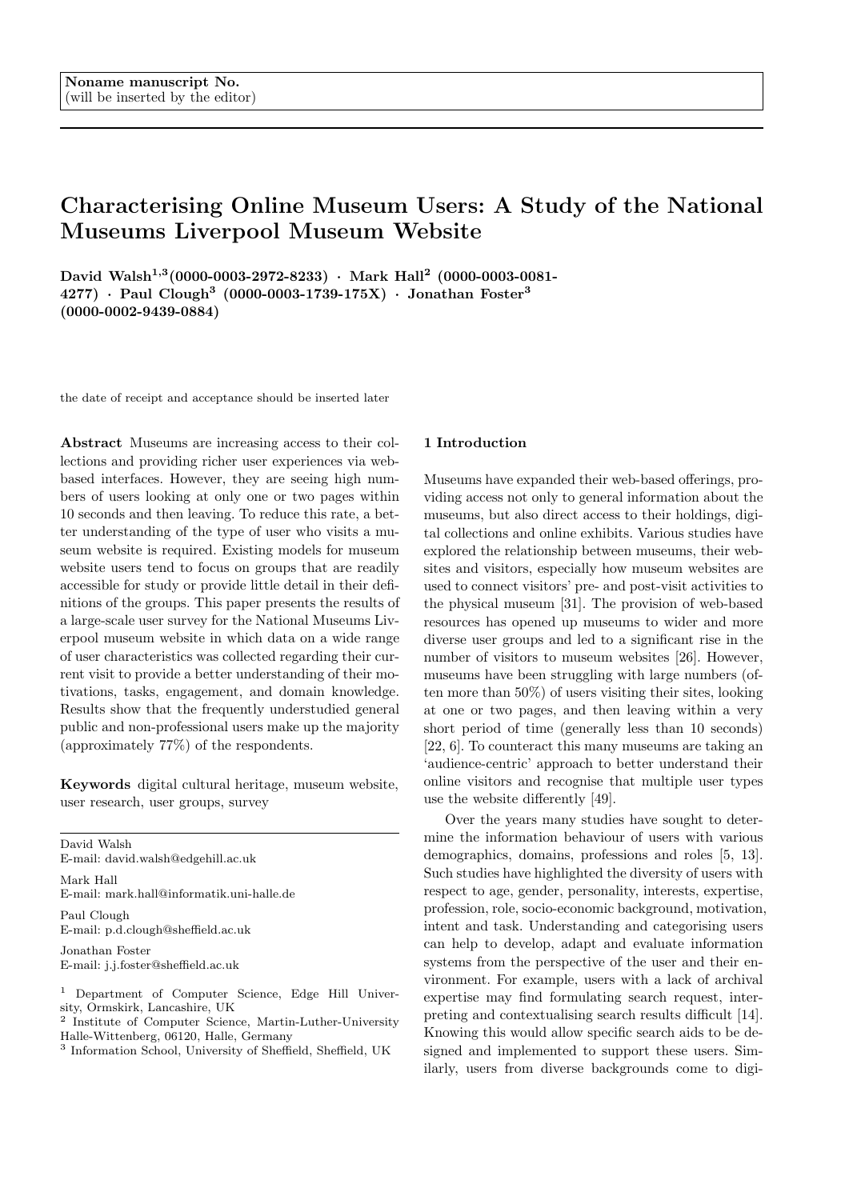Noname manuscript No.
(will be inserted by the editor)

# Characterising Online Museum Users: A Study of the National Museums Liverpool Museum Website

**David Walsh[1,3] (0000-0003-2972-8233) · Mark Hall[2] (0000-0003-0081-4277) · Paul Clough[3] (0000-0003-1739-175X) · Jonathan Foster[3] (0000-0002-9439-0884)**

the date of receipt and acceptance should be inserted later

**Abstract** Museums are increasing access to their collections and providing richer user experiences via web-based interfaces. However, they are seeing high numbers of users looking at only one or two pages within 10 seconds and then leaving. To reduce this rate, a better understanding of the type of user who visits a museum website is required. Existing models for museum website users tend to focus on groups that are readily accessible for study or provide little detail in their definitions of the groups. This paper presents the results of a large-scale user survey for the National Museums Liverpool museum website in which data on a wide range of user characteristics was collected regarding their current visit to provide a better understanding of their motivations, tasks, engagement, and domain knowledge. Results show that the frequently understudied general public and non-professional users make up the majority (approximately 77%) of the respondents.

**Keywords** digital cultural heritage, museum website, user research, user groups, survey

David Walsh
E-mail: david.walsh@edgehill.ac.uk

Mark Hall
E-mail: mark.hall@informatik.uni-halle.de

Paul Clough
E-mail: p.d.clough@sheffield.ac.uk

Jonathan Foster
E-mail: j.j.foster@sheffield.ac.uk

[1] Department of Computer Science, Edge Hill University, Ormskirk, Lancashire, UK
[2] Institute of Computer Science, Martin-Luther-University Halle-Wittenberg, 06120, Halle, Germany
[3] Information School, University of Sheffield, Sheffield, UK

## 1 Introduction

Museums have expanded their web-based offerings, providing access not only to general information about the museums, but also direct access to their holdings, digital collections and online exhibits. Various studies have explored the relationship between museums, their websites and visitors, especially how museum websites are used to connect visitors' pre- and post-visit activities to the physical museum [31]. The provision of web-based resources has opened up museums to wider and more diverse user groups and led to a significant rise in the number of visitors to museum websites [26]. However, museums have been struggling with large numbers (often more than 50%) of users visiting their sites, looking at one or two pages, and then leaving within a very short period of time (generally less than 10 seconds) [22, 6]. To counteract this many museums are taking an 'audience-centric' approach to better understand their online visitors and recognise that multiple user types use the website differently [49].

Over the years many studies have sought to determine the information behaviour of users with various demographics, domains, professions and roles [5, 13]. Such studies have highlighted the diversity of users with respect to age, gender, personality, interests, expertise, profession, role, socio-economic background, motivation, intent and task. Understanding and categorising users can help to develop, adapt and evaluate information systems from the perspective of the user and their environment. For example, users with a lack of archival expertise may find formulating search request, interpreting and contextualising search results difficult [14]. Knowing this would allow specific search aids to be designed and implemented to support these users. Similarly, users from diverse backgrounds come to digi-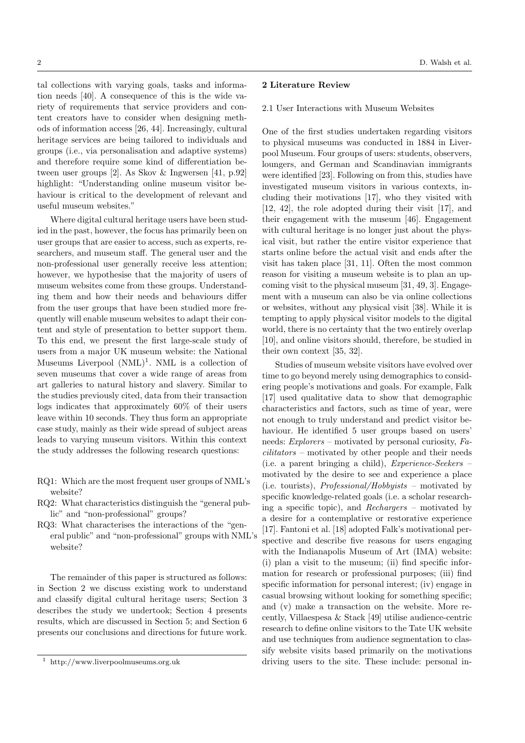tal collections with varying goals, tasks and information needs [40]. A consequence of this is the wide variety of requirements that service providers and content creators have to consider when designing methods of information access [26, 44]. Increasingly, cultural heritage services are being tailored to individuals and groups (i.e., via personalisation and adaptive systems) and therefore require some kind of differentiation between user groups [2]. As Skov & Ingwersen [41, p.92] highlight: "Understanding online museum visitor behaviour is critical to the development of relevant and useful museum websites."

Where digital cultural heritage users have been studied in the past, however, the focus has primarily been on user groups that are easier to access, such as experts, researchers, and museum staff. The general user and the non-professional user generally receive less attention; however, we hypothesise that the majority of users of museum websites come from these groups. Understanding them and how their needs and behaviours differ from the user groups that have been studied more frequently will enable museum websites to adapt their content and style of presentation to better support them. To this end, we present the first large-scale study of users from a major UK museum website: the National Museums Liverpool (NML)[1]. NML is a collection of seven museums that cover a wide range of areas from art galleries to natural history and slavery. Similar to the studies previously cited, data from their transaction logs indicates that approximately 60% of their users leave within 10 seconds. They thus form an appropriate case study, mainly as their wide spread of subject areas leads to varying museum visitors. Within this context the study addresses the following research questions:

- RQ1: Which are the most frequent user groups of NML's website?
- RQ2: What characteristics distinguish the "general public" and "non-professional" groups?
- RQ3: What characterises the interactions of the "general public" and "non-professional" groups with NML's website?

The remainder of this paper is structured as follows: in Section 2 we discuss existing work to understand and classify digital cultural heritage users; Section 3 describes the study we undertook; Section 4 presents results, which are discussed in Section 5; and Section 6 presents our conclusions and directions for future work.

[1] http://www.liverpoolmuseums.org.uk

## 2 Literature Review

### 2.1 User Interactions with Museum Websites

One of the first studies undertaken regarding visitors to physical museums was conducted in 1884 in Liverpool Museum. Four groups of users: students, observers, loungers, and German and Scandinavian immigrants were identified [23]. Following on from this, studies have investigated museum visitors in various contexts, including their motivations [17], who they visited with [12, 42], the role adopted during their visit [17], and their engagement with the museum [46]. Engagement with cultural heritage is no longer just about the physical visit, but rather the entire visitor experience that starts online before the actual visit and ends after the visit has taken place [31, 11]. Often the most common reason for visiting a museum website is to plan an upcoming visit to the physical museum [31, 49, 3]. Engagement with a museum can also be via online collections or websites, without any physical visit [38]. While it is tempting to apply physical visitor models to the digital world, there is no certainty that the two entirely overlap [10], and online visitors should, therefore, be studied in their own context [35, 32].

Studies of museum website visitors have evolved over time to go beyond merely using demographics to consider people's motivations and goals. For example, Falk [17] used qualitative data to show that demographic characteristics and factors, such as time of year, were not enough to truly understand and predict visitor behaviour. He identified 5 user groups based on users' needs: *Explorers* – motivated by personal curiosity, *Facilitators* – motivated by other people and their needs (i.e. a parent bringing a child), *Experience-Seekers* – motivated by the desire to see and experience a place (i.e. tourists), *Professional/Hobbyists* – motivated by specific knowledge-related goals (i.e. a scholar researching a specific topic), and *Rechargers* – motivated by a desire for a contemplative or restorative experience [17]. Fantoni et al. [18] adopted Falk's motivational perspective and describe five reasons for users engaging with the Indianapolis Museum of Art (IMA) website: (i) plan a visit to the museum; (ii) find specific information for research or professional purposes; (iii) find specific information for personal interest; (iv) engage in casual browsing without looking for something specific; and (v) make a transaction on the website. More recently, Villaespesa & Stack [49] utilise audience-centric research to define online visitors to the Tate UK website and use techniques from audience segmentation to classify website visits based primarily on the motivations driving users to the site. These include: personal in-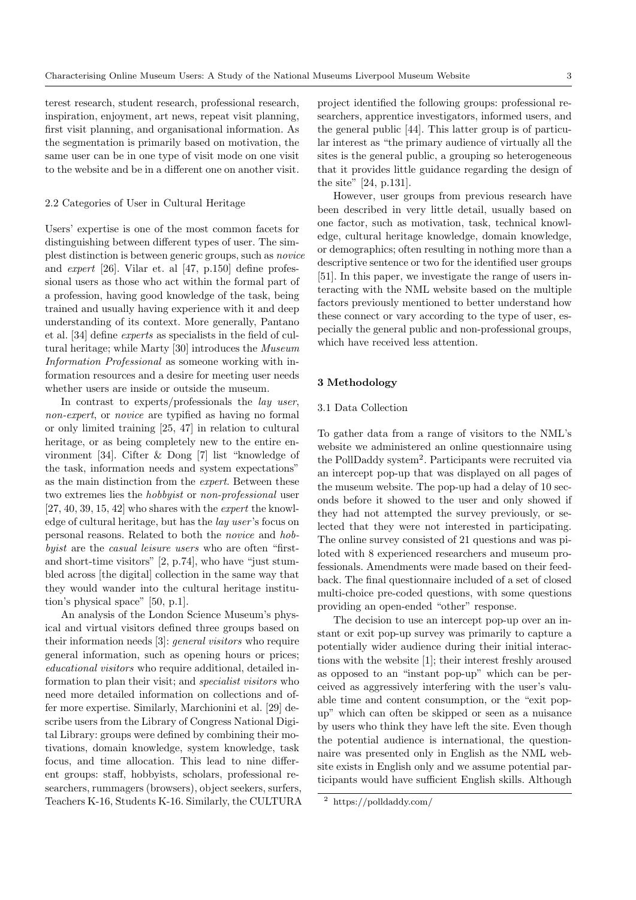terest research, student research, professional research, inspiration, enjoyment, art news, repeat visit planning, first visit planning, and organisational information. As the segmentation is primarily based on motivation, the same user can be in one type of visit mode on one visit to the website and be in a different one on another visit.

### 2.2 Categories of User in Cultural Heritage

Users' expertise is one of the most common facets for distinguishing between different types of user. The simplest distinction is between generic groups, such as *novice* and *expert* [26]. Vilar et. al [47, p.150] define professional users as those who act within the formal part of a profession, having good knowledge of the task, being trained and usually having experience with it and deep understanding of its context. More generally, Pantano et al. [34] define *experts* as specialists in the field of cultural heritage; while Marty [30] introduces the *Museum Information Professional* as someone working with information resources and a desire for meeting user needs whether users are inside or outside the museum.

In contrast to experts/professionals the *lay user*, *non-expert*, or *novice* are typified as having no formal or only limited training [25, 47] in relation to cultural heritage, or as being completely new to the entire environment [34]. Cifter & Dong [7] list "knowledge of the task, information needs and system expectations" as the main distinction from the *expert*. Between these two extremes lies the *hobbyist* or *non-professional* user [27, 40, 39, 15, 42] who shares with the *expert* the knowledge of cultural heritage, but has the *lay user*'s focus on personal reasons. Related to both the *novice* and *hobbyist* are the *casual leisure users* who are often "first- and short-time visitors" [2, p.74], who have "just stumbled across [the digital] collection in the same way that they would wander into the cultural heritage institution's physical space" [50, p.1].

An analysis of the London Science Museum's physical and virtual visitors defined three groups based on their information needs [3]: *general visitors* who require general information, such as opening hours or prices; *educational visitors* who require additional, detailed information to plan their visit; and *specialist visitors* who need more detailed information on collections and offer more expertise. Similarly, Marchionini et al. [29] describe users from the Library of Congress National Digital Library: groups were defined by combining their motivations, domain knowledge, system knowledge, task focus, and time allocation. This lead to nine different groups: staff, hobbyists, scholars, professional researchers, rummagers (browsers), object seekers, surfers, Teachers K-16, Students K-16. Similarly, the CULTURA project identified the following groups: professional researchers, apprentice investigators, informed users, and the general public [44]. This latter group is of particular interest as "the primary audience of virtually all the sites is the general public, a grouping so heterogeneous that it provides little guidance regarding the design of the site" [24, p.131].

However, user groups from previous research have been described in very little detail, usually based on one factor, such as motivation, task, technical knowledge, cultural heritage knowledge, domain knowledge, or demographics; often resulting in nothing more than a descriptive sentence or two for the identified user groups [51]. In this paper, we investigate the range of users interacting with the NML website based on the multiple factors previously mentioned to better understand how these connect or vary according to the type of user, especially the general public and non-professional groups, which have received less attention.

## 3 Methodology

### 3.1 Data Collection

To gather data from a range of visitors to the NML's website we administered an online questionnaire using the PollDaddy system[2]. Participants were recruited via an intercept pop-up that was displayed on all pages of the museum website. The pop-up had a delay of 10 seconds before it showed to the user and only showed if they had not attempted the survey previously, or selected that they were not interested in participating. The online survey consisted of 21 questions and was piloted with 8 experienced researchers and museum professionals. Amendments were made based on their feedback. The final questionnaire included of a set of closed multi-choice pre-coded questions, with some questions providing an open-ended "other" response.

The decision to use an intercept pop-up over an instant or exit pop-up survey was primarily to capture a potentially wider audience during their initial interactions with the website [1]; their interest freshly aroused as opposed to an "instant pop-up" which can be perceived as aggressively interfering with the user's valuable time and content consumption, or the "exit pop-up" which can often be skipped or seen as a nuisance by users who think they have left the site. Even though the potential audience is international, the questionnaire was presented only in English as the NML website exists in English only and we assume potential participants would have sufficient English skills. Although

[2] https://polldaddy.com/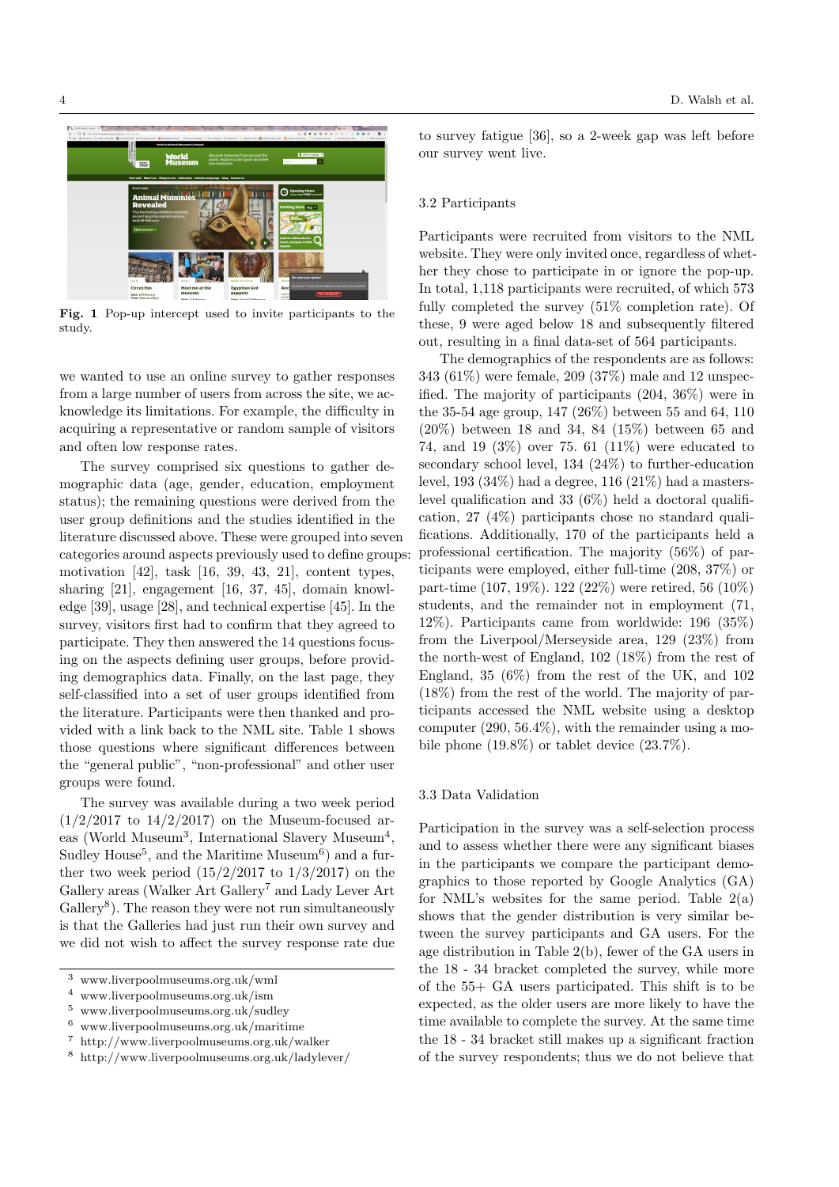Fig. 1 Pop-up intercept used to invite participants to the study.

we wanted to use an online survey to gather responses from a large number of users from across the site, we acknowledge its limitations. For example, the difficulty in acquiring a representative or random sample of visitors and often low response rates.

The survey comprised six questions to gather demographic data (age, gender, education, employment status); the remaining questions were derived from the user group definitions and the studies identified in the literature discussed above. These were grouped into seven categories around aspects previously used to define groups: motivation [42], task [16, 39, 43, 21], content types, sharing [21], engagement [16, 37, 45], domain knowledge [39], usage [28], and technical expertise [45]. In the survey, visitors first had to confirm that they agreed to participate. They then answered the 14 questions focusing on the aspects defining user groups, before providing demographics data. Finally, on the last page, they self-classified into a set of user groups identified from the literature. Participants were then thanked and provided with a link back to the NML site. Table 1 shows those questions where significant differences between the "general public", "non-professional" and other user groups were found.

The survey was available during a two week period (1/2/2017 to 14/2/2017) on the Museum-focused areas (World Museum[3], International Slavery Museum[4], Sudley House[5], and the Maritime Museum[6]) and a further two week period (15/2/2017 to 1/3/2017) on the Gallery areas (Walker Art Gallery[7] and Lady Lever Art Gallery[8]). The reason they were not run simultaneously is that the Galleries had just run their own survey and we did not wish to affect the survey response rate due to survey fatigue [36], so a 2-week gap was left before our survey went live.

### 3.2 Participants

Participants were recruited from visitors to the NML website. They were only invited once, regardless of whether they chose to participate in or ignore the pop-up. In total, 1,118 participants were recruited, of which 573 fully completed the survey (51% completion rate). Of these, 9 were aged below 18 and subsequently filtered out, resulting in a final data-set of 564 participants.

The demographics of the respondents are as follows: 343 (61%) were female, 209 (37%) male and 12 unspecified. The majority of participants (204, 36%) were in the 35-54 age group, 147 (26%) between 55 and 64, 110 (20%) between 18 and 34, 84 (15%) between 65 and 74, and 19 (3%) over 75. 61 (11%) were educated to secondary school level, 134 (24%) to further-education level, 193 (34%) had a degree, 116 (21%) had a masters-level qualification and 33 (6%) held a doctoral qualification, 27 (4%) participants chose no standard qualifications. Additionally, 170 of the participants held a professional certification. The majority (56%) of participants were employed, either full-time (208, 37%) or part-time (107, 19%). 122 (22%) were retired, 56 (10%) students, and the remainder not in employment (71, 12%). Participants came from worldwide: 196 (35%) from the Liverpool/Merseyside area, 129 (23%) from the north-west of England, 102 (18%) from the rest of England, 35 (6%) from the rest of the UK, and 102 (18%) from the rest of the world. The majority of participants accessed the NML website using a desktop computer (290, 56.4%), with the remainder using a mobile phone (19.8%) or tablet device (23.7%).

### 3.3 Data Validation

Participation in the survey was a self-selection process and to assess whether there were any significant biases in the participants we compare the participant demographics to those reported by Google Analytics (GA) for NML's websites for the same period. Table 2(a) shows that the gender distribution is very similar between the survey participants and GA users. For the age distribution in Table 2(b), fewer of the GA users in the 18 - 34 bracket completed the survey, while more of the 55+ GA users participated. This shift is to be expected, as the older users are more likely to have the time available to complete the survey. At the same time the 18 - 34 bracket still makes up a significant fraction of the survey respondents; thus we do not believe that

[3] www.liverpoolmuseums.org.uk/wml
[4] www.liverpoolmuseums.org.uk/ism
[5] www.liverpoolmuseums.org.uk/sudley
[6] www.liverpoolmuseums.org.uk/maritime
[7] http://www.liverpoolmuseums.org.uk/walker
[8] http://www.liverpoolmuseums.org.uk/ladylever/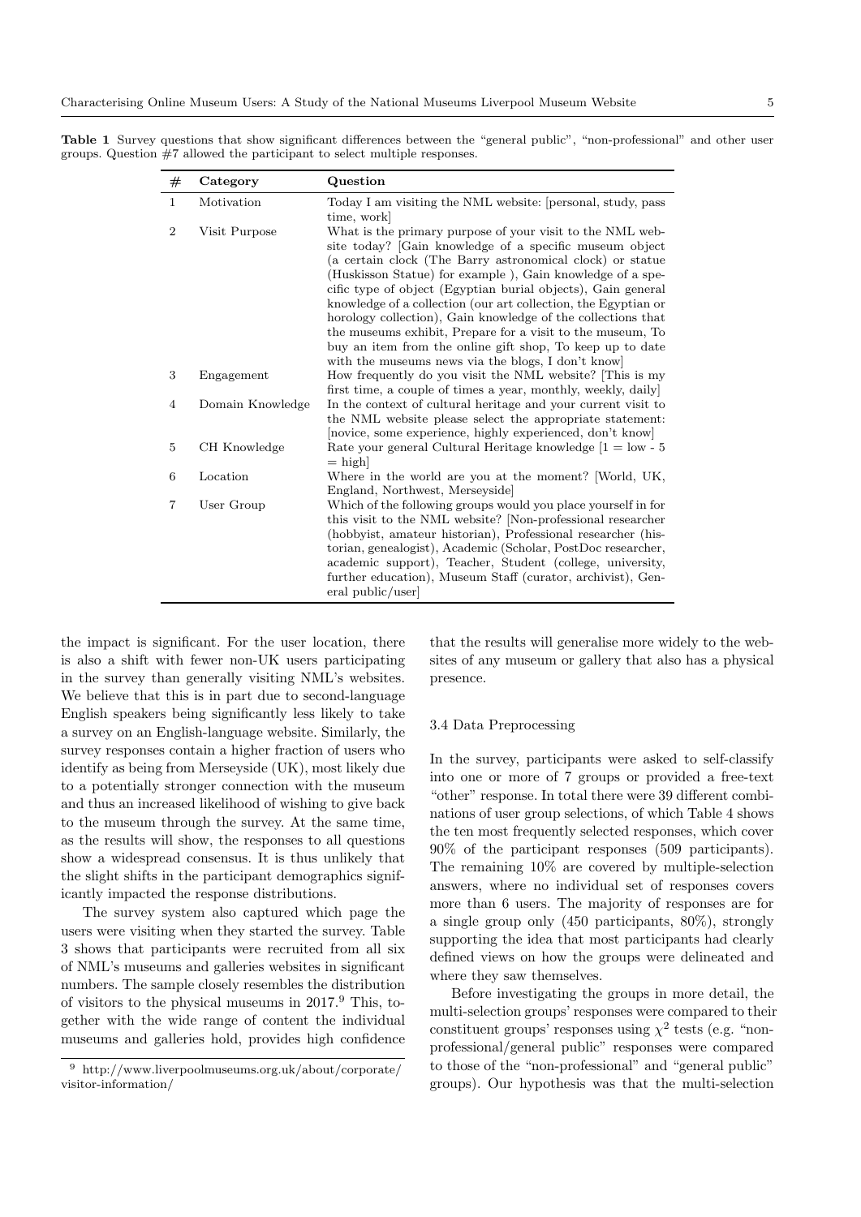**Table 1** Survey questions that show significant differences between the "general public", "non-professional" and other user groups. Question #7 allowed the participant to select multiple responses.

| # | Category | Question |
|---|---|---|
| 1 | Motivation | Today I am visiting the NML website: [personal, study, pass time, work] |
| 2 | Visit Purpose | What is the primary purpose of your visit to the NML website today? [Gain knowledge of a specific museum object (a certain clock (The Barry astronomical clock) or statue (Huskisson Statue) for example ), Gain knowledge of a specific type of object (Egyptian burial objects), Gain general knowledge of a collection (our art collection, the Egyptian or horology collection), Gain knowledge of the collections that the museums exhibit, Prepare for a visit to the museum, To buy an item from the online gift shop, To keep up to date with the museums news via the blogs, I don't know] |
| 3 | Engagement | How frequently do you visit the NML website? [This is my first time, a couple of times a year, monthly, weekly, daily] |
| 4 | Domain Knowledge | In the context of cultural heritage and your current visit to the NML website please select the appropriate statement: [novice, some experience, highly experienced, don't know] |
| 5 | CH Knowledge | Rate your general Cultural Heritage knowledge [1 = low - 5 = high] |
| 6 | Location | Where in the world are you at the moment? [World, UK, England, Northwest, Merseyside] |
| 7 | User Group | Which of the following groups would you place yourself in for this visit to the NML website? [Non-professional researcher (hobbyist, amateur historian), Professional researcher (historian, genealogist), Academic (Scholar, PostDoc researcher, academic support), Teacher, Student (college, university, further education), Museum Staff (curator, archivist), General public/user] |

the impact is significant. For the user location, there is also a shift with fewer non-UK users participating in the survey than generally visiting NML's websites. We believe that this is in part due to second-language English speakers being significantly less likely to take a survey on an English-language website. Similarly, the survey responses contain a higher fraction of users who identify as being from Merseyside (UK), most likely due to a potentially stronger connection with the museum and thus an increased likelihood of wishing to give back to the museum through the survey. At the same time, as the results will show, the responses to all questions show a widespread consensus. It is thus unlikely that the slight shifts in the participant demographics significantly impacted the response distributions.

The survey system also captured which page the users were visiting when they started the survey. Table 3 shows that participants were recruited from all six of NML's museums and galleries websites in significant numbers. The sample closely resembles the distribution of visitors to the physical museums in 2017.[9] This, together with the wide range of content the individual museums and galleries hold, provides high confidence that the results will generalise more widely to the websites of any museum or gallery that also has a physical presence.

[9] http://www.liverpoolmuseums.org.uk/about/corporate/visitor-information/

### 3.4 Data Preprocessing

In the survey, participants were asked to self-classify into one or more of 7 groups or provided a free-text "other" response. In total there were 39 different combinations of user group selections, of which Table 4 shows the ten most frequently selected responses, which cover 90% of the participant responses (509 participants). The remaining 10% are covered by multiple-selection answers, where no individual set of responses covers more than 6 users. The majority of responses are for a single group only (450 participants, 80%), strongly supporting the idea that most participants had clearly defined views on how the groups were delineated and where they saw themselves.

Before investigating the groups in more detail, the multi-selection groups' responses were compared to their constituent groups' responses using $\chi^2$ tests (e.g. "non-professional/general public" responses were compared to those of the "non-professional" and "general public" groups). Our hypothesis was that the multi-selection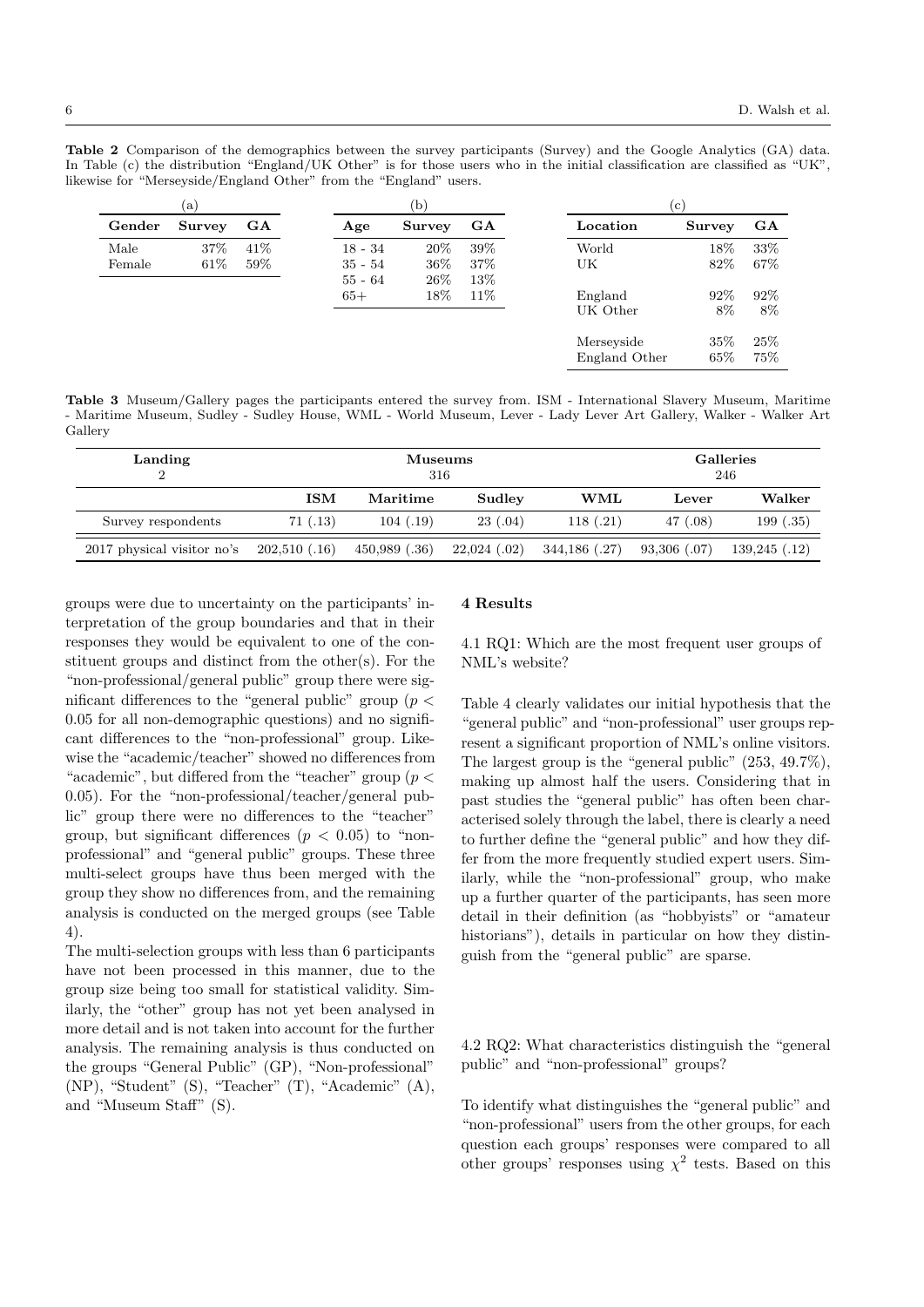**Table 2** Comparison of the demographics between the survey participants (Survey) and the Google Analytics (GA) data. In Table (c) the distribution "England/UK Other" is for those users who in the initial classification are classified as "UK", likewise for "Merseyside/England Other" from the "England" users.

(a)

| Gender | Survey | GA |
|---|---|---|
| Male | 37% | 41% |
| Female | 61% | 59% |

(b)

| Age | Survey | GA |
|---|---|---|
| 18 - 34 | 20% | 39% |
| 35 - 54 | 36% | 37% |
| 55 - 64 | 26% | 13% |
| 65+ | 18% | 11% |

(c)

| Location | Survey | GA |
|---|---|---|
| World | 18% | 33% |
| UK | 82% | 67% |
| England | 92% | 92% |
| UK Other | 8% | 8% |
| Merseyside | 35% | 25% |
| England Other | 65% | 75% |

**Table 3** Museum/Gallery pages the participants entered the survey from. ISM - International Slavery Museum, Maritime - Maritime Museum, Sudley - Sudley House, WML - World Museum, Lever - Lady Lever Art Gallery, Walker - Walker Art Gallery

| Landing 2 | Museums 316 | | | | Galleries 246 | |
|---|---|---|---|---|---|---|
| | **ISM** | **Maritime** | **Sudley** | **WML** | **Lever** | **Walker** |
| Survey respondents | 71 (.13) | 104 (.19) | 23 (.04) | 118 (.21) | 47 (.08) | 199 (.35) |
| 2017 physical visitor no's | 202,510 (.16) | 450,989 (.36) | 22,024 (.02) | 344,186 (.27) | 93,306 (.07) | 139,245 (.12) |

groups were due to uncertainty on the participants' interpretation of the group boundaries and that in their responses they would be equivalent to one of the constituent groups and distinct from the other(s). For the "non-professional/general public" group there were significant differences to the "general public" group ($p < 0.05$ for all non-demographic questions) and no significant differences to the "non-professional" group. Likewise the "academic/teacher" showed no differences from "academic", but differed from the "teacher" group ($p < 0.05$). For the "non-professional/teacher/general public" group there were no differences to the "teacher" group, but significant differences ($p < 0.05$) to "non-professional" and "general public" groups. These three multi-select groups have thus been merged with the group they show no differences from, and the remaining analysis is conducted on the merged groups (see Table 4).

The multi-selection groups with less than 6 participants have not been processed in this manner, due to the group size being too small for statistical validity. Similarly, the "other" group has not yet been analysed in more detail and is not taken into account for the further analysis. The remaining analysis is thus conducted on the groups "General Public" (GP), "Non-professional" (NP), "Student" (S), "Teacher" (T), "Academic" (A), and "Museum Staff" (S).

## 4 Results

### 4.1 RQ1: Which are the most frequent user groups of NML's website?

Table 4 clearly validates our initial hypothesis that the "general public" and "non-professional" user groups represent a significant proportion of NML's online visitors. The largest group is the "general public" (253, 49.7%), making up almost half the users. Considering that in past studies the "general public" has often been characterised solely through the label, there is clearly a need to further define the "general public" and how they differ from the more frequently studied expert users. Similarly, while the "non-professional" group, who make up a further quarter of the participants, has seen more detail in their definition (as "hobbyists" or "amateur historians"), details in particular on how they distinguish from the "general public" are sparse.

### 4.2 RQ2: What characteristics distinguish the "general public" and "non-professional" groups?

To identify what distinguishes the "general public" and "non-professional" users from the other groups, for each question each groups' responses were compared to all other groups' responses using $\chi^2$ tests. Based on this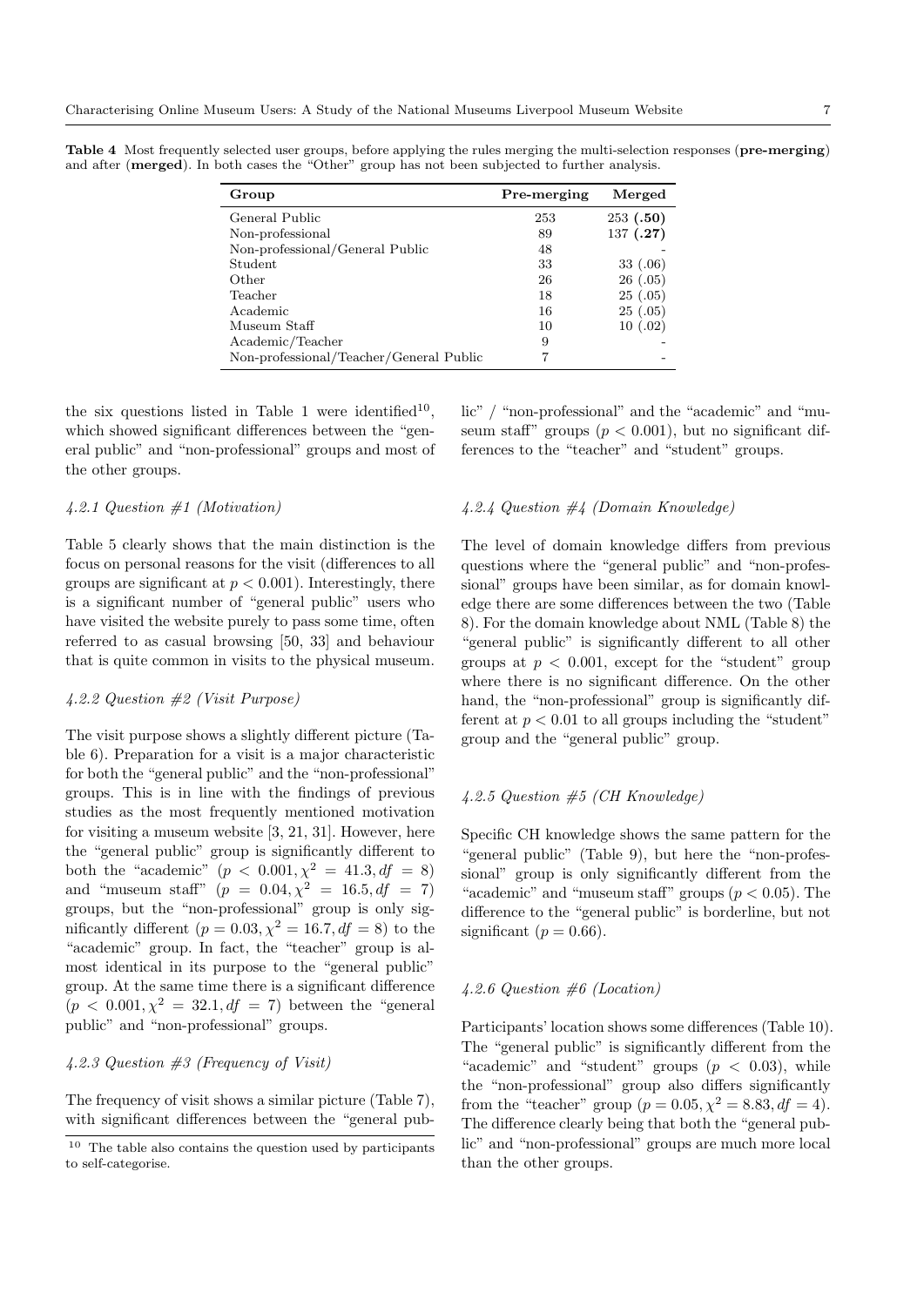**Table 4** Most frequently selected user groups, before applying the rules merging the multi-selection responses (**pre-merging**) and after (**merged**). In both cases the "Other" group has not been subjected to further analysis.

| Group | Pre-merging | Merged |
|---|---|---|
| General Public | 253 | 253 (**.50**) |
| Non-professional | 89 | 137 (**.27**) |
| Non-professional/General Public | 48 | - |
| Student | 33 | 33 (.06) |
| Other | 26 | 26 (.05) |
| Teacher | 18 | 25 (.05) |
| Academic | 16 | 25 (.05) |
| Museum Staff | 10 | 10 (.02) |
| Academic/Teacher | 9 | - |
| Non-professional/Teacher/General Public | 7 | - |

the six questions listed in Table 1 were identified[10], which showed significant differences between the "general public" and "non-professional" groups and most of the other groups.

#### *4.2.1 Question #1 (Motivation)*

Table 5 clearly shows that the main distinction is the focus on personal reasons for the visit (differences to all groups are significant at $p < 0.001$). Interestingly, there is a significant number of "general public" users who have visited the website purely to pass some time, often referred to as casual browsing [50, 33] and behaviour that is quite common in visits to the physical museum.

#### *4.2.2 Question #2 (Visit Purpose)*

The visit purpose shows a slightly different picture (Table 6). Preparation for a visit is a major characteristic for both the "general public" and the "non-professional" groups. This is in line with the findings of previous studies as the most frequently mentioned motivation for visiting a museum website [3, 21, 31]. However, here the "general public" group is significantly different to both the "academic" ($p < 0.001, \chi^2 = 41.3, df = 8$) and "museum staff" ($p = 0.04, \chi^2 = 16.5, df = 7$) groups, but the "non-professional" group is only significantly different ($p = 0.03, \chi^2 = 16.7, df = 8$) to the "academic" group. In fact, the "teacher" group is almost identical in its purpose to the "general public" group. At the same time there is a significant difference ($p < 0.001, \chi^2 = 32.1, df = 7$) between the "general public" and "non-professional" groups.

#### *4.2.3 Question #3 (Frequency of Visit)*

The frequency of visit shows a similar picture (Table 7), with significant differences between the "general public" / "non-professional" and the "academic" and "museum staff" groups ($p < 0.001$), but no significant differences to the "teacher" and "student" groups.

#### *4.2.4 Question #4 (Domain Knowledge)*

The level of domain knowledge differs from previous questions where the "general public" and "non-professional" groups have been similar, as for domain knowledge there are some differences between the two (Table 8). For the domain knowledge about NML (Table 8) the "general public" is significantly different to all other groups at $p < 0.001$, except for the "student" group where there is no significant difference. On the other hand, the "non-professional" group is significantly different at $p < 0.01$ to all groups including the "student" group and the "general public" group.

#### *4.2.5 Question #5 (CH Knowledge)*

Specific CH knowledge shows the same pattern for the "general public" (Table 9), but here the "non-professional" group is only significantly different from the "academic" and "museum staff" groups ($p < 0.05$). The difference to the "general public" is borderline, but not significant ($p = 0.66$).

#### *4.2.6 Question #6 (Location)*

Participants' location shows some differences (Table 10). The "general public" is significantly different from the "academic" and "student" groups ($p < 0.03$), while the "non-professional" group also differs significantly from the "teacher" group ($p = 0.05, \chi^2 = 8.83, df = 4$). The difference clearly being that both the "general public" and "non-professional" groups are much more local than the other groups.

[10] The table also contains the question used by participants to self-categorise.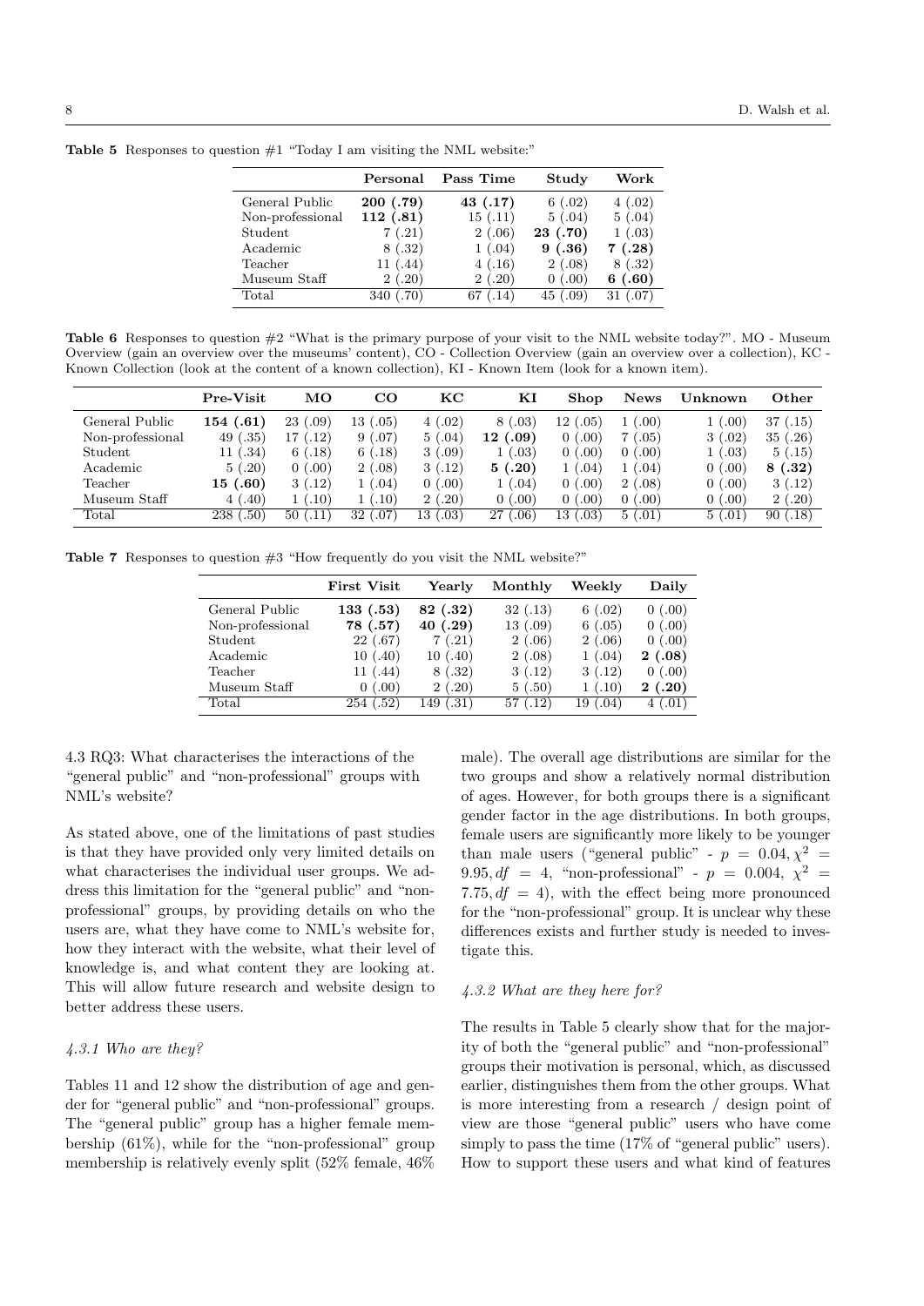**Table 5** Responses to question #1 "Today I am visiting the NML website:"

| | Personal | Pass Time | Study | Work |
|---|---|---|---|---|
| General Public | **200 (.79)** | **43 (.17)** | 6 (.02) | 4 (.02) |
| Non-professional | **112 (.81)** | 15 (.11) | 5 (.04) | 5 (.04) |
| Student | 7 (.21) | 2 (.06) | **23 (.70)** | 1 (.03) |
| Academic | 8 (.32) | 1 (.04) | **9 (.36)** | **7 (.28)** |
| Teacher | 11 (.44) | 4 (.16) | 2 (.08) | 8 (.32) |
| Museum Staff | 2 (.20) | 2 (.20) | 0 (.00) | **6 (.60)** |
| Total | 340 (.70) | 67 (.14) | 45 (.09) | 31 (.07) |

**Table 6** Responses to question #2 "What is the primary purpose of your visit to the NML website today?". MO - Museum Overview (gain an overview over the museums' content), CO - Collection Overview (gain an overview over a collection), KC - Known Collection (look at the content of a known collection), KI - Known Item (look for a known item).

| | Pre-Visit | MO | CO | KC | KI | Shop | News | Unknown | Other |
|---|---|---|---|---|---|---|---|---|---|
| General Public | **154 (.61)** | 23 (.09) | 13 (.05) | 4 (.02) | 8 (.03) | 12 (.05) | 1 (.00) | 1 (.00) | 37 (.15) |
| Non-professional | 49 (.35) | 17 (.12) | 9 (.07) | 5 (.04) | **12 (.09)** | 0 (.00) | 7 (.05) | 3 (.02) | 35 (.26) |
| Student | 11 (.34) | 6 (.18) | 6 (.18) | 3 (.09) | 1 (.03) | 0 (.00) | 0 (.00) | 1 (.03) | 5 (.15) |
| Academic | 5 (.20) | 0 (.00) | 2 (.08) | 3 (.12) | **5 (.20)** | 1 (.04) | 1 (.04) | 0 (.00) | **8 (.32)** |
| Teacher | **15 (.60)** | 3 (.12) | 1 (.04) | 0 (.00) | 1 (.04) | 0 (.00) | 2 (.08) | 0 (.00) | 3 (.12) |
| Museum Staff | 4 (.40) | 1 (.10) | 1 (.10) | 2 (.20) | 0 (.00) | 0 (.00) | 0 (.00) | 0 (.00) | 2 (.20) |
| Total | 238 (.50) | 50 (.11) | 32 (.07) | 13 (.03) | 27 (.06) | 13 (.03) | 5 (.01) | 5 (.01) | 90 (.18) |

**Table 7** Responses to question #3 "How frequently do you visit the NML website?"

| | First Visit | Yearly | Monthly | Weekly | Daily |
|---|---|---|---|---|---|
| General Public | **133 (.53)** | **82 (.32)** | 32 (.13) | 6 (.02) | 0 (.00) |
| Non-professional | **78 (.57)** | **40 (.29)** | 13 (.09) | 6 (.05) | 0 (.00) |
| Student | 22 (.67) | 7 (.21) | 2 (.06) | 2 (.06) | 0 (.00) |
| Academic | 10 (.40) | 10 (.40) | 2 (.08) | 1 (.04) | **2 (.08)** |
| Teacher | 11 (.44) | 8 (.32) | 3 (.12) | 3 (.12) | 0 (.00) |
| Museum Staff | 0 (.00) | 2 (.20) | 5 (.50) | 1 (.10) | **2 (.20)** |
| Total | 254 (.52) | 149 (.31) | 57 (.12) | 19 (.04) | 4 (.01) |

### 4.3 RQ3: What characterises the interactions of the "general public" and "non-professional" groups with NML's website?

As stated above, one of the limitations of past studies is that they have provided only very limited details on what characterises the individual user groups. We address this limitation for the "general public" and "non-professional" groups, by providing details on who the users are, what they have come to NML's website for, how they interact with the website, what their level of knowledge is, and what content they are looking at. This will allow future research and website design to better address these users.

#### *4.3.1 Who are they?*

Tables 11 and 12 show the distribution of age and gender for "general public" and "non-professional" groups. The "general public" group has a higher female membership (61%), while for the "non-professional" group membership is relatively evenly split (52% female, 46% male). The overall age distributions are similar for the two groups and show a relatively normal distribution of ages. However, for both groups there is a significant gender factor in the age distributions. In both groups, female users are significantly more likely to be younger than male users ("general public" - $p = 0.04, \chi^2 = 9.95, df = 4$, "non-professional" - $p = 0.004$, $\chi^2 = 7.75, df = 4$), with the effect being more pronounced for the "non-professional" group. It is unclear why these differences exists and further study is needed to investigate this.

#### *4.3.2 What are they here for?*

The results in Table 5 clearly show that for the majority of both the "general public" and "non-professional" groups their motivation is personal, which, as discussed earlier, distinguishes them from the other groups. What is more interesting from a research / design point of view are those "general public" users who have come simply to pass the time (17% of "general public" users). How to support these users and what kind of features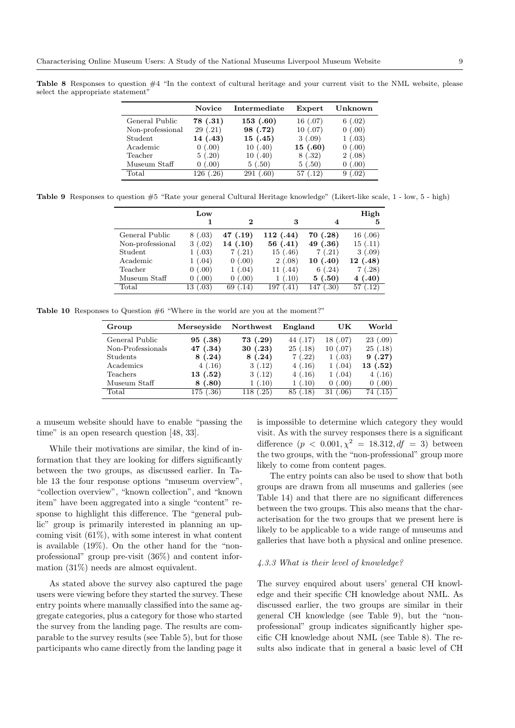**Table 8** Responses to question #4 "In the context of cultural heritage and your current visit to the NML website, please select the appropriate statement"

| | **Novice** | **Intermediate** | **Expert** | **Unknown** |
|---|---|---|---|---|
| General Public | **78 (.31)** | **153 (.60)** | 16 (.07) | 6 (.02) |
| Non-professional | 29 (.21) | **98 (.72)** | 10 (.07) | 0 (.00) |
| Student | **14 (.43)** | **15 (.45)** | 3 (.09) | 1 (.03) |
| Academic | 0 (.00) | 10 (.40) | **15 (.60)** | 0 (.00) |
| Teacher | 5 (.20) | 10 (.40) | 8 (.32) | 2 (.08) |
| Museum Staff | 0 (.00) | 5 (.50) | 5 (.50) | 0 (.00) |
| Total | 126 (.26) | 291 (.60) | 57 (.12) | 9 (.02) |

**Table 9** Responses to question #5 "Rate your general Cultural Heritage knowledge" (Likert-like scale, 1 - low, 5 - high)

| | **Low 1** | **2** | **3** | **4** | **High 5** |
|---|---|---|---|---|---|
| General Public | 8 (.03) | **47 (.19)** | **112 (.44)** | **70 (.28)** | 16 (.06) |
| Non-professional | 3 (.02) | **14 (.10)** | **56 (.41)** | **49 (.36)** | 15 (.11) |
| Student | 1 (.03) | 7 (.21) | 15 (.46) | 7 (.21) | 3 (.09) |
| Academic | 1 (.04) | 0 (.00) | 2 (.08) | **10 (.40)** | **12 (.48)** |
| Teacher | 0 (.00) | 1 (.04) | 11 (.44) | 6 (.24) | 7 (.28) |
| Museum Staff | 0 (.00) | 0 (.00) | 1 (.10) | **5 (.50)** | **4 (.40)** |
| Total | 13 (.03) | 69 (.14) | 197 (.41) | 147 (.30) | 57 (.12) |

**Table 10** Responses to Question #6 "Where in the world are you at the moment?"

| **Group** | **Merseyside** | **Northwest** | **England** | **UK** | **World** |
|---|---|---|---|---|---|
| General Public | **95 (.38)** | **73 (.29)** | 44 (.17) | 18 (.07) | 23 (.09) |
| Non-Professionals | **47 (.34)** | **30 (.23)** | 25 (.18) | 10 (.07) | 25 (.18) |
| Students | **8 (.24)** | **8 (.24)** | 7 (.22) | 1 (.03) | **9 (.27)** |
| Academics | 4 (.16) | 3 (.12) | 4 (.16) | 1 (.04) | **13 (.52)** |
| Teachers | **13 (.52)** | 3 (.12) | 4 (.16) | 1 (.04) | 4 (.16) |
| Museum Staff | **8 (.80)** | 1 (.10) | 1 (.10) | 0 (.00) | 0 (.00) |
| Total | 175 (.36) | 118 (.25) | 85 (.18) | 31 (.06) | 74 (.15) |

a museum website should have to enable "passing the time" is an open research question [48, 33].

While their motivations are similar, the kind of information that they are looking for differs significantly between the two groups, as discussed earlier. In Table 13 the four response options "museum overview", "collection overview", "known collection", and "known item" have been aggregated into a single "content" response to highlight this difference. The "general public" group is primarily interested in planning an upcoming visit (61%), with some interest in what content is available (19%). On the other hand for the "non-professional" group pre-visit (36%) and content information (31%) needs are almost equivalent.

As stated above the survey also captured the page users were viewing before they started the survey. These entry points where manually classified into the same aggregate categories, plus a category for those who started the survey from the landing page. The results are comparable to the survey results (see Table 5), but for those participants who came directly from the landing page it is impossible to determine which category they would visit. As with the survey responses there is a significant difference ($p < 0.001, \chi^2 = 18.312, df = 3$) between the two groups, with the "non-professional" group more likely to come from content pages.

The entry points can also be used to show that both groups are drawn from all museums and galleries (see Table 14) and that there are no significant differences between the two groups. This also means that the characterisation for the two groups that we present here is likely to be applicable to a wide range of museums and galleries that have both a physical and online presence.

#### *4.3.3 What is their level of knowledge?*

The survey enquired about users' general CH knowledge and their specific CH knowledge about NML. As discussed earlier, the two groups are similar in their general CH knowledge (see Table 9), but the "non-professional" group indicates significantly higher specific CH knowledge about NML (see Table 8). The results also indicate that in general a basic level of CH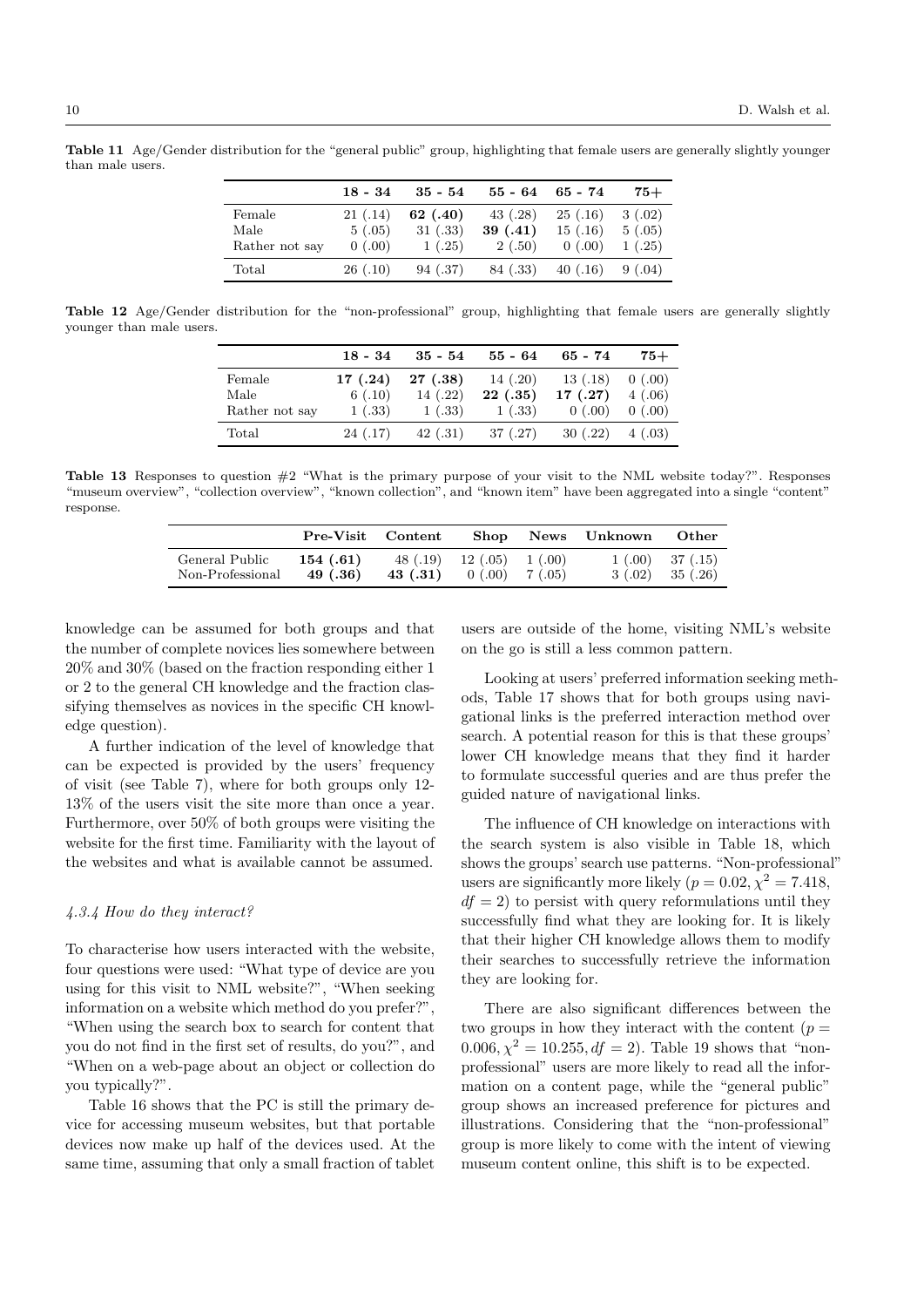**Table 11** Age/Gender distribution for the "general public" group, highlighting that female users are generally slightly younger than male users.

| | **18 - 34** | **35 - 54** | **55 - 64** | **65 - 74** | **75+** |
|---|---|---|---|---|---|
| Female | 21 (.14) | **62 (.40)** | 43 (.28) | 25 (.16) | 3 (.02) |
| Male | 5 (.05) | 31 (.33) | **39 (.41)** | 15 (.16) | 5 (.05) |
| Rather not say | 0 (.00) | 1 (.25) | 2 (.50) | 0 (.00) | 1 (.25) |
| Total | 26 (.10) | 94 (.37) | 84 (.33) | 40 (.16) | 9 (.04) |

**Table 12** Age/Gender distribution for the "non-professional" group, highlighting that female users are generally slightly younger than male users.

| | **18 - 34** | **35 - 54** | **55 - 64** | **65 - 74** | **75+** |
|---|---|---|---|---|---|
| Female | **17 (.24)** | **27 (.38)** | 14 (.20) | 13 (.18) | 0 (.00) |
| Male | 6 (.10) | 14 (.22) | **22 (.35)** | **17 (.27)** | 4 (.06) |
| Rather not say | 1 (.33) | 1 (.33) | 1 (.33) | 0 (.00) | 0 (.00) |
| Total | 24 (.17) | 42 (.31) | 37 (.27) | 30 (.22) | 4 (.03) |

**Table 13** Responses to question #2 "What is the primary purpose of your visit to the NML website today?". Responses "museum overview", "collection overview", "known collection", and "known item" have been aggregated into a single "content" response.

| | **Pre-Visit** | **Content** | **Shop** | **News** | **Unknown** | **Other** |
|---|---|---|---|---|---|---|
| General Public | **154 (.61)** | 48 (.19) | 12 (.05) | 1 (.00) | 1 (.00) | 37 (.15) |
| Non-Professional | **49 (.36)** | **43 (.31)** | 0 (.00) | 7 (.05) | 3 (.02) | 35 (.26) |

knowledge can be assumed for both groups and that the number of complete novices lies somewhere between 20% and 30% (based on the fraction responding either 1 or 2 to the general CH knowledge and the fraction classifying themselves as novices in the specific CH knowledge question).

A further indication of the level of knowledge that can be expected is provided by the users' frequency of visit (see Table 7), where for both groups only 12-13% of the users visit the site more than once a year. Furthermore, over 50% of both groups were visiting the website for the first time. Familiarity with the layout of the websites and what is available cannot be assumed.

#### *4.3.4 How do they interact?*

To characterise how users interacted with the website, four questions were used: "What type of device are you using for this visit to NML website?", "When seeking information on a website which method do you prefer?", "When using the search box to search for content that you do not find in the first set of results, do you?", and "When on a web-page about an object or collection do you typically?".

Table 16 shows that the PC is still the primary device for accessing museum websites, but that portable devices now make up half of the devices used. At the same time, assuming that only a small fraction of tablet users are outside of the home, visiting NML's website on the go is still a less common pattern.

Looking at users' preferred information seeking methods, Table 17 shows that for both groups using navigational links is the preferred interaction method over search. A potential reason for this is that these groups' lower CH knowledge means that they find it harder to formulate successful queries and are thus prefer the guided nature of navigational links.

The influence of CH knowledge on interactions with the search system is also visible in Table 18, which shows the groups' search use patterns. "Non-professional" users are significantly more likely ($p = 0.02, \chi^2 = 7.418, df = 2$) to persist with query reformulations until they successfully find what they are looking for. It is likely that their higher CH knowledge allows them to modify their searches to successfully retrieve the information they are looking for.

There are also significant differences between the two groups in how they interact with the content ($p = 0.006, \chi^2 = 10.255, df = 2$). Table 19 shows that "non-professional" users are more likely to read all the information on a content page, while the "general public" group shows an increased preference for pictures and illustrations. Considering that the "non-professional" group is more likely to come with the intent of viewing museum content online, this shift is to be expected.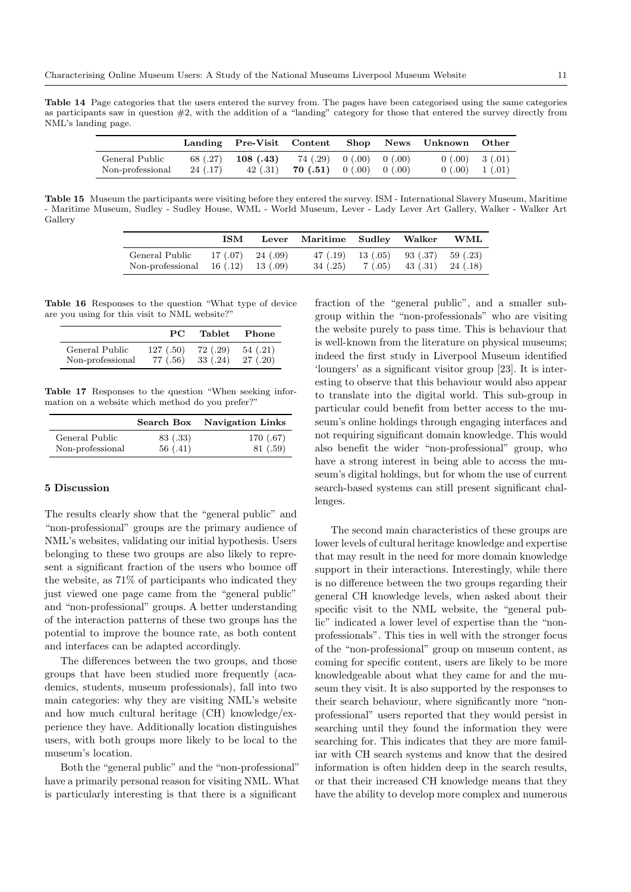**Table 14** Page categories that the users entered the survey from. The pages have been categorised using the same categories as participants saw in question #2, with the addition of a "landing" category for those that entered the survey directly from NML's landing page.

| | Landing | Pre-Visit | Content | Shop | News | Unknown | Other |
|---|---|---|---|---|---|---|---|
| General Public | 68 (.27) | **108 (.43)** | 74 (.29) | 0 (.00) | 0 (.00) | 0 (.00) | 3 (.01) |
| Non-professional | 24 (.17) | 42 (.31) | **70 (.51)** | 0 (.00) | 0 (.00) | 0 (.00) | 1 (.01) |

**Table 15** Museum the participants were visiting before they entered the survey. ISM - International Slavery Museum, Maritime - Maritime Museum, Sudley - Sudley House, WML - World Museum, Lever - Lady Lever Art Gallery, Walker - Walker Art Gallery

| | ISM | Lever | Maritime | Sudley | Walker | WML |
|---|---|---|---|---|---|---|
| General Public | 17 (.07) | 24 (.09) | 47 (.19) | 13 (.05) | 93 (.37) | 59 (.23) |
| Non-professional | 16 (.12) | 13 (.09) | 34 (.25) | 7 (.05) | 43 (.31) | 24 (.18) |

**Table 16** Responses to the question "What type of device are you using for this visit to NML website?"

| | PC | Tablet | Phone |
|---|---|---|---|
| General Public | 127 (.50) | 72 (.29) | 54 (.21) |
| Non-professional | 77 (.56) | 33 (.24) | 27 (.20) |

**Table 17** Responses to the question "When seeking information on a website which method do you prefer?"

| | Search Box | Navigation Links |
|---|---|---|
| General Public | 83 (.33) | 170 (.67) |
| Non-professional | 56 (.41) | 81 (.59) |

## 5 Discussion

The results clearly show that the "general public" and "non-professional" groups are the primary audience of NML's websites, validating our initial hypothesis. Users belonging to these two groups are also likely to represent a significant fraction of the users who bounce off the website, as 71% of participants who indicated they just viewed one page came from the "general public" and "non-professional" groups. A better understanding of the interaction patterns of these two groups has the potential to improve the bounce rate, as both content and interfaces can be adapted accordingly.

The differences between the two groups, and those groups that have been studied more frequently (academics, students, museum professionals), fall into two main categories: why they are visiting NML's website and how much cultural heritage (CH) knowledge/experience they have. Additionally location distinguishes users, with both groups more likely to be local to the museum's location.

Both the "general public" and the "non-professional" have a primarily personal reason for visiting NML. What is particularly interesting is that there is a significant fraction of the "general public", and a smaller subgroup within the "non-professionals" who are visiting the website purely to pass time. This is behaviour that is well-known from the literature on physical museums; indeed the first study in Liverpool Museum identified 'loungers' as a significant visitor group [23]. It is interesting to observe that this behaviour would also appear to translate into the digital world. This sub-group in particular could benefit from better access to the museum's online holdings through engaging interfaces and not requiring significant domain knowledge. This would also benefit the wider "non-professional" group, who have a strong interest in being able to access the museum's digital holdings, but for whom the use of current search-based systems can still present significant challenges.

The second main characteristics of these groups are lower levels of cultural heritage knowledge and expertise that may result in the need for more domain knowledge support in their interactions. Interestingly, while there is no difference between the two groups regarding their general CH knowledge levels, when asked about their specific visit to the NML website, the "general public" indicated a lower level of expertise than the "non-professionals". This ties in well with the stronger focus of the "non-professional" group on museum content, as coming for specific content, users are likely to be more knowledgeable about what they came for and the museum they visit. It is also supported by the responses to their search behaviour, where significantly more "non-professional" users reported that they would persist in searching until they found the information they were searching for. This indicates that they are more familiar with CH search systems and know that the desired information is often hidden deep in the search results, or that their increased CH knowledge means that they have the ability to develop more complex and numerous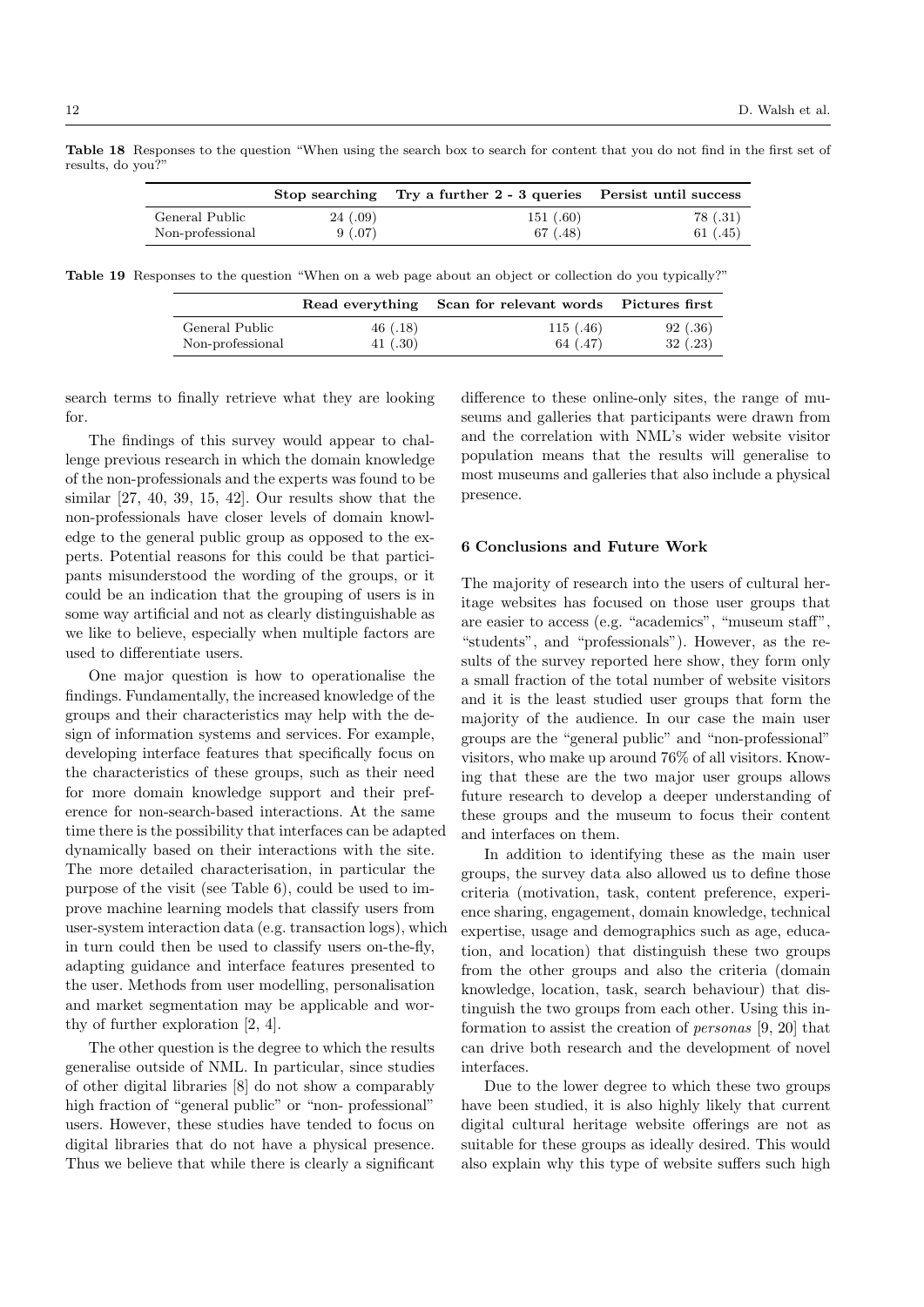**Table 18** Responses to the question "When using the search box to search for content that you do not find in the first set of results, do you?"

| | Stop searching | Try a further 2 - 3 queries | Persist until success |
|---|---|---|---|
| General Public | 24 (.09) | 151 (.60) | 78 (.31) |
| Non-professional | 9 (.07) | 67 (.48) | 61 (.45) |

**Table 19** Responses to the question "When on a web page about an object or collection do you typically?"

| | Read everything | Scan for relevant words | Pictures first |
|---|---|---|---|
| General Public | 46 (.18) | 115 (.46) | 92 (.36) |
| Non-professional | 41 (.30) | 64 (.47) | 32 (.23) |

search terms to finally retrieve what they are looking for.

The findings of this survey would appear to challenge previous research in which the domain knowledge of the non-professionals and the experts was found to be similar [27, 40, 39, 15, 42]. Our results show that the non-professionals have closer levels of domain knowledge to the general public group as opposed to the experts. Potential reasons for this could be that participants misunderstood the wording of the groups, or it could be an indication that the grouping of users is in some way artificial and not as clearly distinguishable as we like to believe, especially when multiple factors are used to differentiate users.

One major question is how to operationalise the findings. Fundamentally, the increased knowledge of the groups and their characteristics may help with the design of information systems and services. For example, developing interface features that specifically focus on the characteristics of these groups, such as their need for more domain knowledge support and their preference for non-search-based interactions. At the same time there is the possibility that interfaces can be adapted dynamically based on their interactions with the site. The more detailed characterisation, in particular the purpose of the visit (see Table 6), could be used to improve machine learning models that classify users from user-system interaction data (e.g. transaction logs), which in turn could then be used to classify users on-the-fly, adapting guidance and interface features presented to the user. Methods from user modelling, personalisation and market segmentation may be applicable and worthy of further exploration [2, 4].

The other question is the degree to which the results generalise outside of NML. In particular, since studies of other digital libraries [8] do not show a comparably high fraction of "general public" or "non- professional" users. However, these studies have tended to focus on digital libraries that do not have a physical presence. Thus we believe that while there is clearly a significant difference to these online-only sites, the range of museums and galleries that participants were drawn from and the correlation with NML's wider website visitor population means that the results will generalise to most museums and galleries that also include a physical presence.

## 6 Conclusions and Future Work

The majority of research into the users of cultural heritage websites has focused on those user groups that are easier to access (e.g. "academics", "museum staff", "students", and "professionals"). However, as the results of the survey reported here show, they form only a small fraction of the total number of website visitors and it is the least studied user groups that form the majority of the audience. In our case the main user groups are the "general public" and "non-professional" visitors, who make up around 76% of all visitors. Knowing that these are the two major user groups allows future research to develop a deeper understanding of these groups and the museum to focus their content and interfaces on them.

In addition to identifying these as the main user groups, the survey data also allowed us to define those criteria (motivation, task, content preference, experience sharing, engagement, domain knowledge, technical expertise, usage and demographics such as age, education, and location) that distinguish these two groups from the other groups and also the criteria (domain knowledge, location, task, search behaviour) that distinguish the two groups from each other. Using this information to assist the creation of *personas* [9, 20] that can drive both research and the development of novel interfaces.

Due to the lower degree to which these two groups have been studied, it is also highly likely that current digital cultural heritage website offerings are not as suitable for these groups as ideally desired. This would also explain why this type of website suffers such high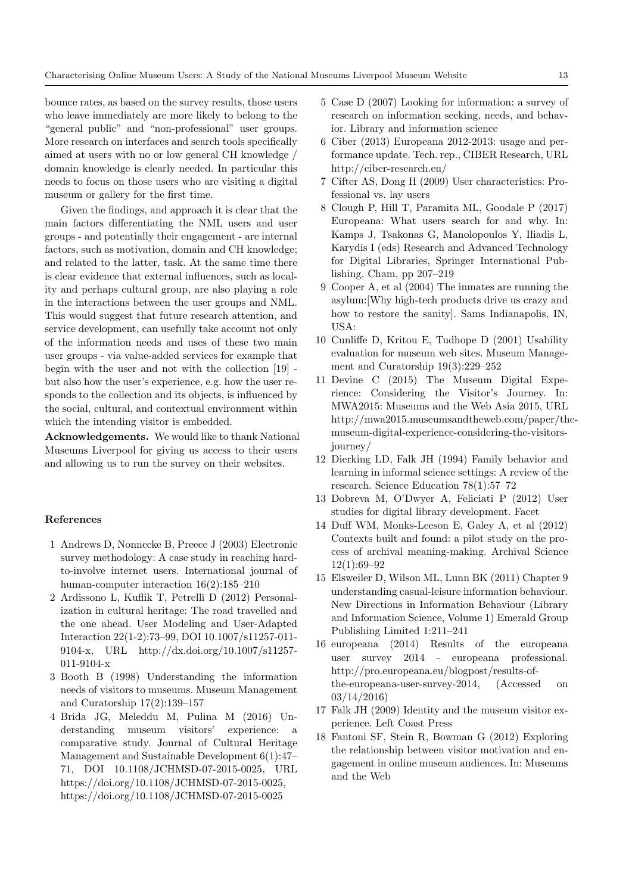bounce rates, as based on the survey results, those users who leave immediately are more likely to belong to the "general public" and "non-professional" user groups. More research on interfaces and search tools specifically aimed at users with no or low general CH knowledge / domain knowledge is clearly needed. In particular this needs to focus on those users who are visiting a digital museum or gallery for the first time.

Given the findings, and approach it is clear that the main factors differentiating the NML users and user groups - and potentially their engagement - are internal factors, such as motivation, domain and CH knowledge; and related to the latter, task. At the same time there is clear evidence that external influences, such as locality and perhaps cultural group, are also playing a role in the interactions between the user groups and NML. This would suggest that future research attention, and service development, can usefully take account not only of the information needs and uses of these two main user groups - via value-added services for example that begin with the user and not with the collection [19] - but also how the user's experience, e.g. how the user responds to the collection and its objects, is influenced by the social, cultural, and contextual environment within which the intending visitor is embedded.

**Acknowledgements.** We would like to thank National Museums Liverpool for giving us access to their users and allowing us to run the survey on their websites.

## References

1. Andrews D, Nonnecke B, Preece J (2003) Electronic survey methodology: A case study in reaching hard-to-involve internet users. International journal of human-computer interaction 16(2):185–210
2. Ardissono L, Kuflik T, Petrelli D (2012) Personalization in cultural heritage: The road travelled and the one ahead. User Modeling and User-Adapted Interaction 22(1-2):73–99, DOI 10.1007/s11257-011-9104-x, URL http://dx.doi.org/10.1007/s11257-011-9104-x
3. Booth B (1998) Understanding the information needs of visitors to museums. Museum Management and Curatorship 17(2):139–157
4. Brida JG, Meleddu M, Pulina M (2016) Understanding museum visitors' experience: a comparative study. Journal of Cultural Heritage Management and Sustainable Development 6(1):47–71, DOI 10.1108/JCHMSD-07-2015-0025, URL https://doi.org/10.1108/JCHMSD-07-2015-0025, https://doi.org/10.1108/JCHMSD-07-2015-0025
5. Case D (2007) Looking for information: a survey of research on information seeking, needs, and behavior. Library and information science
6. Ciber (2013) Europeana 2012-2013: usage and performance update. Tech. rep., CIBER Research, URL http://ciber-research.eu/
7. Cifter AS, Dong H (2009) User characteristics: Professional vs. lay users
8. Clough P, Hill T, Paramita ML, Goodale P (2017) Europeana: What users search for and why. In: Kamps J, Tsakonas G, Manolopoulos Y, Iliadis L, Karydis I (eds) Research and Advanced Technology for Digital Libraries, Springer International Publishing, Cham, pp 207–219
9. Cooper A, et al (2004) The inmates are running the asylum:[Why high-tech products drive us crazy and how to restore the sanity]. Sams Indianapolis, IN, USA:
10. Cunliffe D, Kritou E, Tudhope D (2001) Usability evaluation for museum web sites. Museum Management and Curatorship 19(3):229–252
11. Devine C (2015) The Museum Digital Experience: Considering the Visitor's Journey. In: MWA2015: Museums and the Web Asia 2015, URL http://mwa2015.museumsandtheweb.com/paper/the-museum-digital-experience-considering-the-visitors-journey/
12. Dierking LD, Falk JH (1994) Family behavior and learning in informal science settings: A review of the research. Science Education 78(1):57–72
13. Dobreva M, O'Dwyer A, Feliciati P (2012) User studies for digital library development. Facet
14. Duff WM, Monks-Leeson E, Galey A, et al (2012) Contexts built and found: a pilot study on the process of archival meaning-making. Archival Science 12(1):69–92
15. Elsweiler D, Wilson ML, Lunn BK (2011) Chapter 9 understanding casual-leisure information behaviour. New Directions in Information Behaviour (Library and Information Science, Volume 1) Emerald Group Publishing Limited 1:211–241
16. europeana (2014) Results of the europeana user survey 2014 - europeana professional. http://pro.europeana.eu/blogpost/results-of-the-europeana-user-survey-2014, (Accessed on 03/14/2016)
17. Falk JH (2009) Identity and the museum visitor experience. Left Coast Press
18. Fantoni SF, Stein R, Bowman G (2012) Exploring the relationship between visitor motivation and engagement in online museum audiences. In: Museums and the Web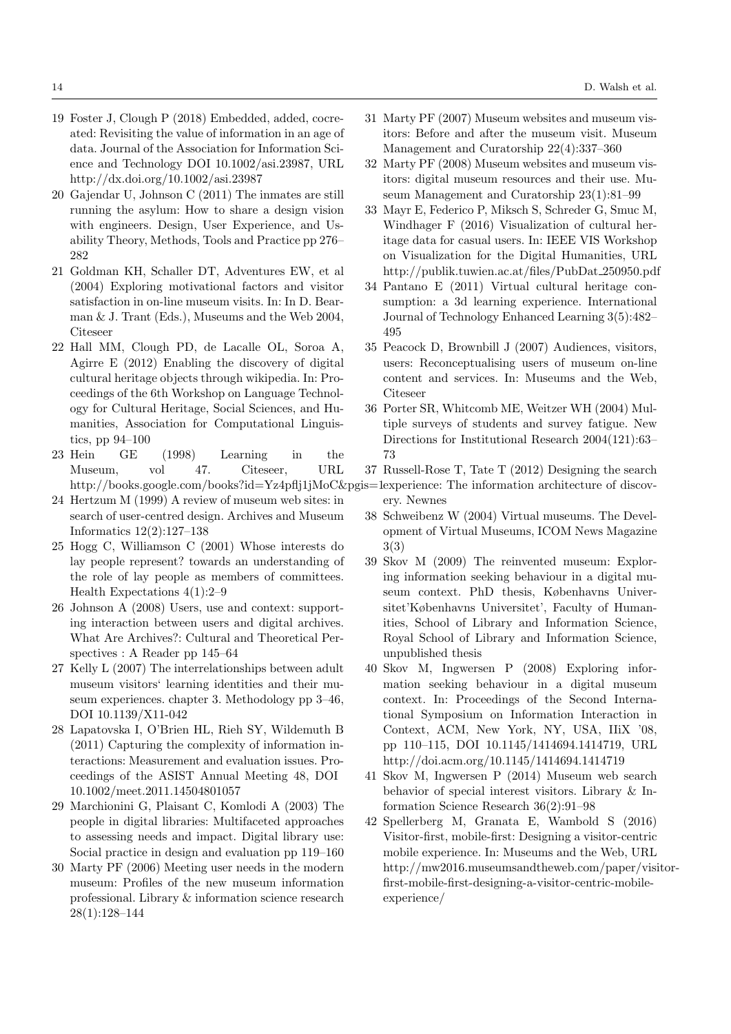19 Foster J, Clough P (2018) Embedded, added, cocreated: Revisiting the value of information in an age of data. Journal of the Association for Information Science and Technology DOI 10.1002/asi.23987, URL http://dx.doi.org/10.1002/asi.23987

20 Gajendar U, Johnson C (2011) The inmates are still running the asylum: How to share a design vision with engineers. Design, User Experience, and Usability Theory, Methods, Tools and Practice pp 276–282

21 Goldman KH, Schaller DT, Adventures EW, et al (2004) Exploring motivational factors and visitor satisfaction in on-line museum visits. In: In D. Bearman & J. Trant (Eds.), Museums and the Web 2004, Citeseer

22 Hall MM, Clough PD, de Lacalle OL, Soroa A, Agirre E (2012) Enabling the discovery of digital cultural heritage objects through wikipedia. In: Proceedings of the 6th Workshop on Language Technology for Cultural Heritage, Social Sciences, and Humanities, Association for Computational Linguistics, pp 94–100

23 Hein GE (1998) Learning in the Museum, vol 47. Citeseer, URL http://books.google.com/books?id=Yz4pflj1jMoC&pgis=1

24 Hertzum M (1999) A review of museum web sites: in search of user-centred design. Archives and Museum Informatics 12(2):127–138

25 Hogg C, Williamson C (2001) Whose interests do lay people represent? towards an understanding of the role of lay people as members of committees. Health Expectations 4(1):2–9

26 Johnson A (2008) Users, use and context: supporting interaction between users and digital archives. What Are Archives?: Cultural and Theoretical Perspectives : A Reader pp 145–64

27 Kelly L (2007) The interrelationships between adult museum visitors' learning identities and their museum experiences. chapter 3. Methodology pp 3–46, DOI 10.1139/X11-042

28 Lapatovska I, O'Brien HL, Rieh SY, Wildemuth B (2011) Capturing the complexity of information interactions: Measurement and evaluation issues. Proceedings of the ASIST Annual Meeting 48, DOI 10.1002/meet.2011.14504801057

29 Marchionini G, Plaisant C, Komlodi A (2003) The people in digital libraries: Multifaceted approaches to assessing needs and impact. Digital library use: Social practice in design and evaluation pp 119–160

30 Marty PF (2006) Meeting user needs in the modern museum: Profiles of the new museum information professional. Library & information science research 28(1):128–144

31 Marty PF (2007) Museum websites and museum visitors: Before and after the museum visit. Museum Management and Curatorship 22(4):337–360

32 Marty PF (2008) Museum websites and museum visitors: digital museum resources and their use. Museum Management and Curatorship 23(1):81–99

33 Mayr E, Federico P, Miksch S, Schreder G, Smuc M, Windhager F (2016) Visualization of cultural heritage data for casual users. In: IEEE VIS Workshop on Visualization for the Digital Humanities, URL http://publik.tuwien.ac.at/files/PubDat_250950.pdf

34 Pantano E (2011) Virtual cultural heritage consumption: a 3d learning experience. International Journal of Technology Enhanced Learning 3(5):482–495

35 Peacock D, Brownbill J (2007) Audiences, visitors, users: Reconceptualising users of museum on-line content and services. In: Museums and the Web, Citeseer

36 Porter SR, Whitcomb ME, Weitzer WH (2004) Multiple surveys of students and survey fatigue. New Directions for Institutional Research 2004(121):63–73

37 Russell-Rose T, Tate T (2012) Designing the search experience: The information architecture of discovery. Newnes

38 Schweibenz W (2004) Virtual museums. The Development of Virtual Museums, ICOM News Magazine 3(3)

39 Skov M (2009) The reinvented museum: Exploring information seeking behaviour in a digital museum context. PhD thesis, Københavns Universitet'Københavns Universitet', Faculty of Humanities, School of Library and Information Science, Royal School of Library and Information Science, unpublished thesis

40 Skov M, Ingwersen P (2008) Exploring information seeking behaviour in a digital museum context. In: Proceedings of the Second International Symposium on Information Interaction in Context, ACM, New York, NY, USA, IIiX '08, pp 110–115, DOI 10.1145/1414694.1414719, URL http://doi.acm.org/10.1145/1414694.1414719

41 Skov M, Ingwersen P (2014) Museum web search behavior of special interest visitors. Library & Information Science Research 36(2):91–98

42 Spellerberg M, Granata E, Wambold S (2016) Visitor-first, mobile-first: Designing a visitor-centric mobile experience. In: Museums and the Web, URL http://mw2016.museumsandtheweb.com/paper/visitor-first-mobile-first-designing-a-visitor-centric-mobile-experience/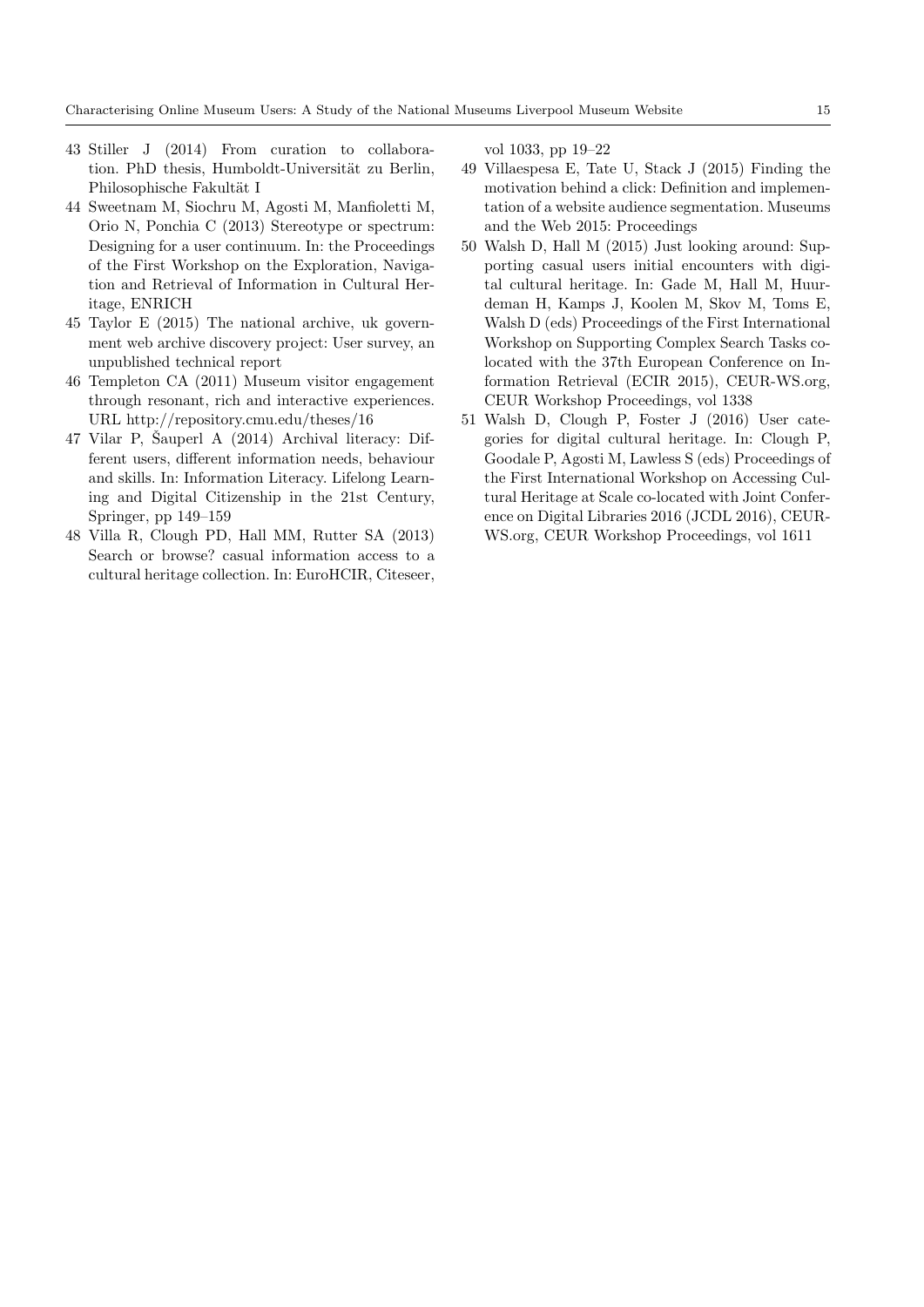43 Stiller J (2014) From curation to collaboration. PhD thesis, Humboldt-Universität zu Berlin, Philosophische Fakultät I

44 Sweetnam M, Siochru M, Agosti M, Manfioletti M, Orio N, Ponchia C (2013) Stereotype or spectrum: Designing for a user continuum. In: the Proceedings of the First Workshop on the Exploration, Navigation and Retrieval of Information in Cultural Heritage, ENRICH

45 Taylor E (2015) The national archive, uk government web archive discovery project: User survey, an unpublished technical report

46 Templeton CA (2011) Museum visitor engagement through resonant, rich and interactive experiences. URL http://repository.cmu.edu/theses/16

47 Vilar P, Šauperl A (2014) Archival literacy: Different users, different information needs, behaviour and skills. In: Information Literacy. Lifelong Learning and Digital Citizenship in the 21st Century, Springer, pp 149–159

48 Villa R, Clough PD, Hall MM, Rutter SA (2013) Search or browse? casual information access to a cultural heritage collection. In: EuroHCIR, Citeseer, vol 1033, pp 19–22

49 Villaespesa E, Tate U, Stack J (2015) Finding the motivation behind a click: Definition and implementation of a website audience segmentation. Museums and the Web 2015: Proceedings

50 Walsh D, Hall M (2015) Just looking around: Supporting casual users initial encounters with digital cultural heritage. In: Gade M, Hall M, Huurdeman H, Kamps J, Koolen M, Skov M, Toms E, Walsh D (eds) Proceedings of the First International Workshop on Supporting Complex Search Tasks co-located with the 37th European Conference on Information Retrieval (ECIR 2015), CEUR-WS.org, CEUR Workshop Proceedings, vol 1338

51 Walsh D, Clough P, Foster J (2016) User categories for digital cultural heritage. In: Clough P, Goodale P, Agosti M, Lawless S (eds) Proceedings of the First International Workshop on Accessing Cultural Heritage at Scale co-located with Joint Conference on Digital Libraries 2016 (JCDL 2016), CEUR-WS.org, CEUR Workshop Proceedings, vol 1611